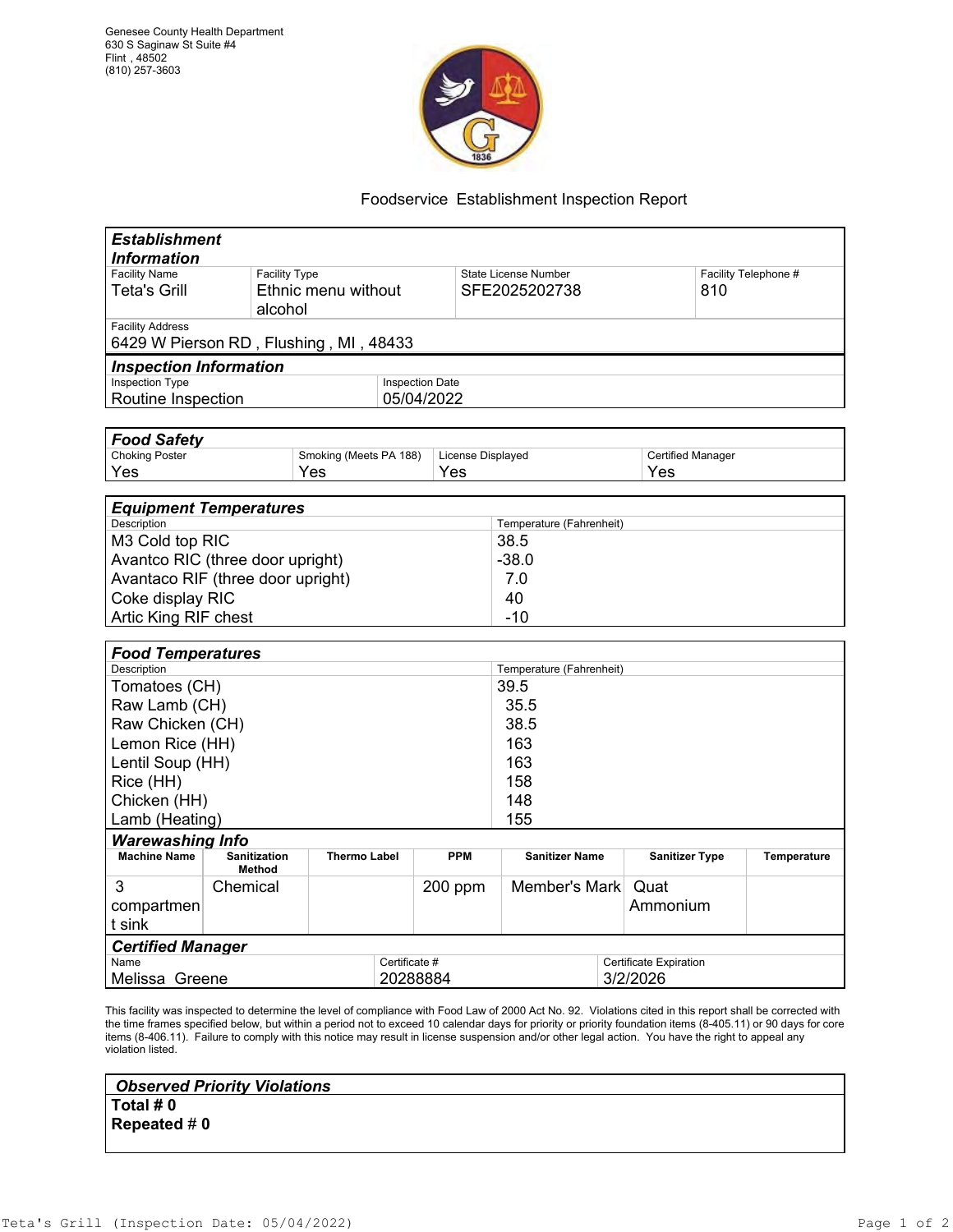Genesee County Health Department
630 S Saginaw St Suite #4
Flint , 48502
(810) 257-3603

# Foodservice Establishment Inspection Report

## Establishment Information

| Facility Name | Facility Type | State License Number | Facility Telephone # |
|---|---|---|---|
| Teta's Grill | Ethnic menu without alcohol | SFE2025202738 | 810 |

| Facility Address |
|---|
| 6429 W Pierson RD , Flushing , MI , 48433 |

## Inspection Information

| Inspection Type | Inspection Date |
|---|---|
| Routine Inspection | 05/04/2022 |

## Food Safety

| Choking Poster | Smoking (Meets PA 188) | License Displayed | Certified Manager |
|---|---|---|---|
| Yes | Yes | Yes | Yes |

## Equipment Temperatures

| Description | Temperature (Fahrenheit) |
|---|---|
| M3 Cold top RIC | 38.5 |
| Avantco RIC (three door upright) | -38.0 |
| Avantaco RIF (three door upright) | 7.0 |
| Coke display RIC | 40 |
| Artic King RIF chest | -10 |

## Food Temperatures

| Description | Temperature (Fahrenheit) |
|---|---|
| Tomatoes (CH) | 39.5 |
| Raw Lamb (CH) | 35.5 |
| Raw Chicken (CH) | 38.5 |
| Lemon Rice (HH) | 163 |
| Lentil Soup (HH) | 163 |
| Rice (HH) | 158 |
| Chicken (HH) | 148 |
| Lamb (Heating) | 155 |

## Warewashing Info

| Machine Name | Sanitization Method | Thermo Label | PPM | Sanitizer Name | Sanitizer Type | Temperature |
|---|---|---|---|---|---|---|
| 3 compartment sink | Chemical | | 200 ppm | Member's Mark | Quat Ammonium | |

## Certified Manager

| Name | Certificate # | Certificate Expiration |
|---|---|---|
| Melissa Greene | 20288884 | 3/2/2026 |

This facility was inspected to determine the level of compliance with Food Law of 2000 Act No. 92. Violations cited in this report shall be corrected with the time frames specified below, but within a period not to exceed 10 calendar days for priority or priority foundation items (8-405.11) or 90 days for core items (8-406.11). Failure to comply with this notice may result in license suspension and/or other legal action. You have the right to appeal any violation listed.

## Observed Priority Violations

**Total # 0**
**Repeated # 0**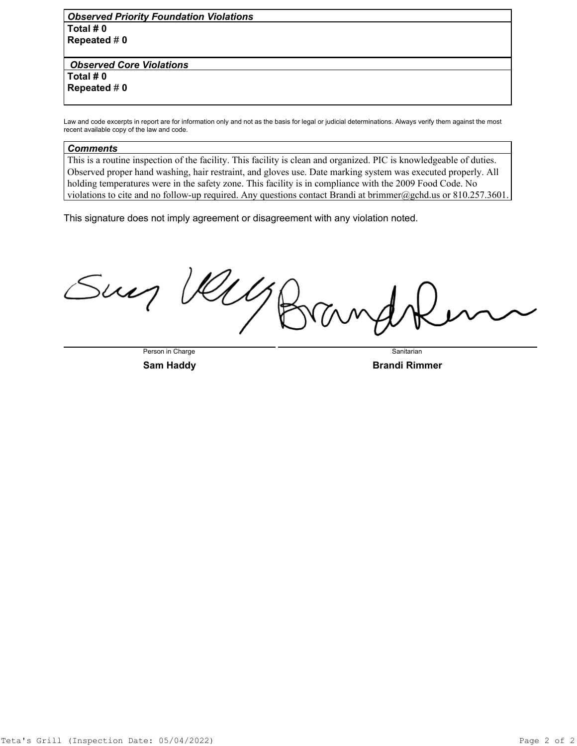***Observed Priority Foundation Violations***

**Total # 0**
**Repeated # 0**

***Observed Core Violations***

**Total # 0**
**Repeated # 0**

Law and code excerpts in report are for information only and not as the basis for legal or judicial determinations. Always verify them against the most recent available copy of the law and code.

***Comments***

This is a routine inspection of the facility. This facility is clean and organized. PIC is knowledgeable of duties. Observed proper hand washing, hair restraint, and gloves use. Date marking system was executed properly. All holding temperatures were in the safety zone. This facility is in compliance with the 2009 Food Code. No violations to cite and no follow-up required. Any questions contact Brandi at brimmer@gchd.us or 810.257.3601.

This signature does not imply agreement or disagreement with any violation noted.

| Person in Charge | Sanitarian |
| --- | --- |
| **Sam Haddy** | **Brandi Rimmer** |